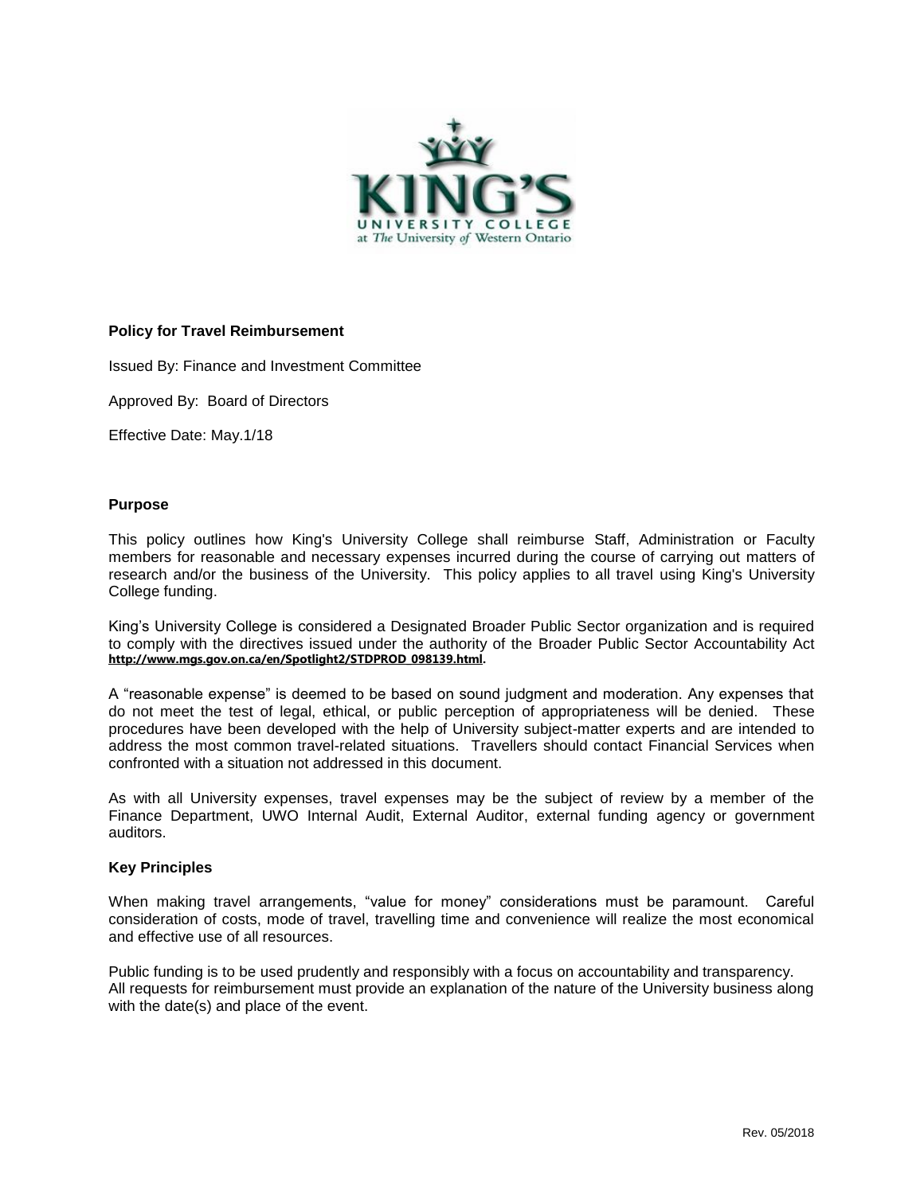KING'S UNIVERSITY COLLEGE at The University of Western Ontario

**Policy for Travel Reimbursement**

Issued By: Finance and Investment Committee

Approved By: Board of Directors

Effective Date: May.1/18

## Purpose

This policy outlines how King's University College shall reimburse Staff, Administration or Faculty members for reasonable and necessary expenses incurred during the course of carrying out matters of research and/or the business of the University. This policy applies to all travel using King's University College funding.

King's University College is considered a Designated Broader Public Sector organization and is required to comply with the directives issued under the authority of the Broader Public Sector Accountability Act **http://www.mgs.gov.on.ca/en/Spotlight2/STDPROD_098139.html**.

A "reasonable expense" is deemed to be based on sound judgment and moderation. Any expenses that do not meet the test of legal, ethical, or public perception of appropriateness will be denied. These procedures have been developed with the help of University subject-matter experts and are intended to address the most common travel-related situations. Travellers should contact Financial Services when confronted with a situation not addressed in this document.

As with all University expenses, travel expenses may be the subject of review by a member of the Finance Department, UWO Internal Audit, External Auditor, external funding agency or government auditors.

## Key Principles

When making travel arrangements, "value for money" considerations must be paramount. Careful consideration of costs, mode of travel, travelling time and convenience will realize the most economical and effective use of all resources.

Public funding is to be used prudently and responsibly with a focus on accountability and transparency. All requests for reimbursement must provide an explanation of the nature of the University business along with the date(s) and place of the event.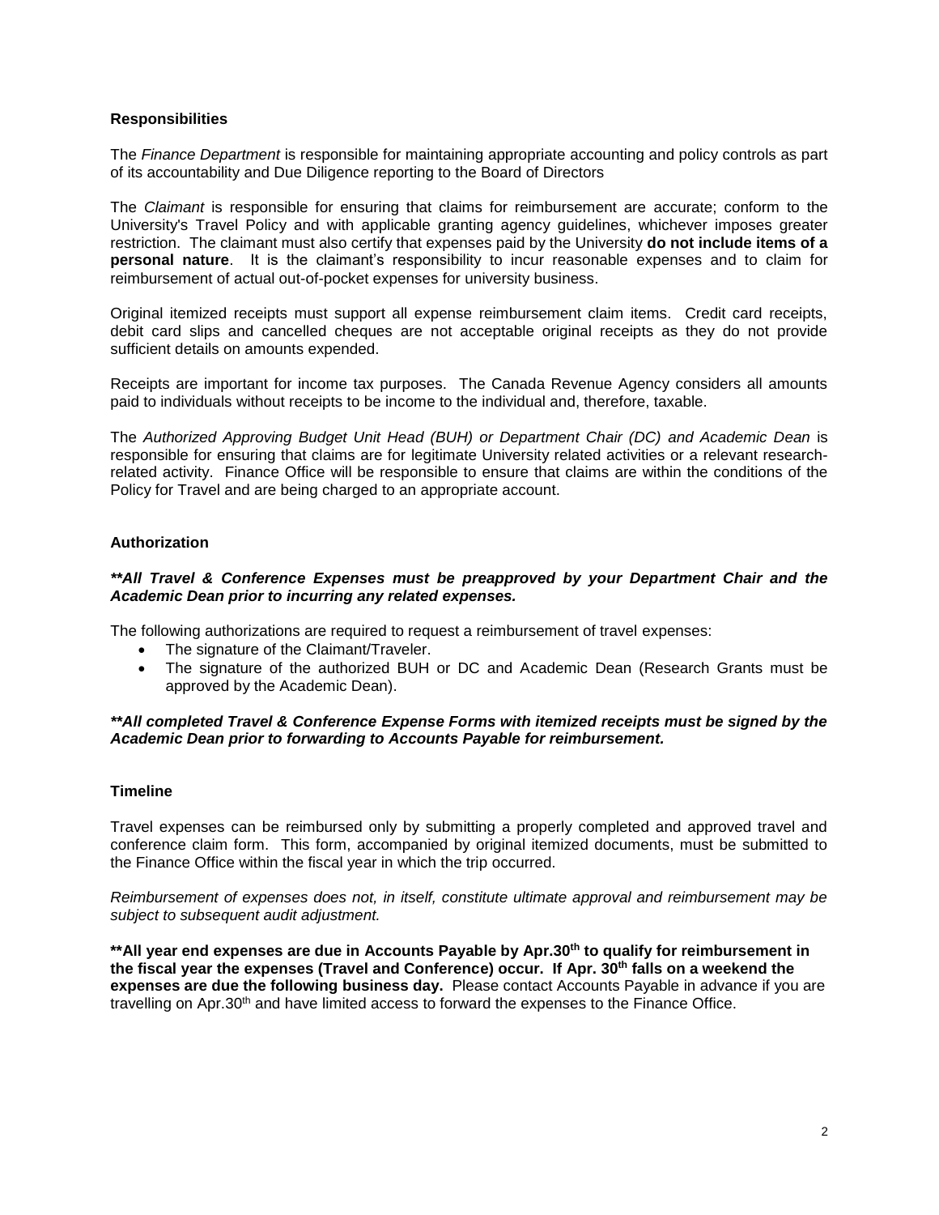## Responsibilities

The *Finance Department* is responsible for maintaining appropriate accounting and policy controls as part of its accountability and Due Diligence reporting to the Board of Directors

The *Claimant* is responsible for ensuring that claims for reimbursement are accurate; conform to the University's Travel Policy and with applicable granting agency guidelines, whichever imposes greater restriction. The claimant must also certify that expenses paid by the University **do not include items of a personal nature**. It is the claimant's responsibility to incur reasonable expenses and to claim for reimbursement of actual out-of-pocket expenses for university business.

Original itemized receipts must support all expense reimbursement claim items. Credit card receipts, debit card slips and cancelled cheques are not acceptable original receipts as they do not provide sufficient details on amounts expended.

Receipts are important for income tax purposes. The Canada Revenue Agency considers all amounts paid to individuals without receipts to be income to the individual and, therefore, taxable.

The *Authorized Approving Budget Unit Head (BUH) or Department Chair (DC) and Academic Dean* is responsible for ensuring that claims are for legitimate University related activities or a relevant research-related activity. Finance Office will be responsible to ensure that claims are within the conditions of the Policy for Travel and are being charged to an appropriate account.

## Authorization

***\*\*All Travel & Conference Expenses must be preapproved by your Department Chair and the Academic Dean prior to incurring any related expenses.***

The following authorizations are required to request a reimbursement of travel expenses:

- The signature of the Claimant/Traveler.
- The signature of the authorized BUH or DC and Academic Dean (Research Grants must be approved by the Academic Dean).

***\*\*All completed Travel & Conference Expense Forms with itemized receipts must be signed by the Academic Dean prior to forwarding to Accounts Payable for reimbursement.***

## Timeline

Travel expenses can be reimbursed only by submitting a properly completed and approved travel and conference claim form. This form, accompanied by original itemized documents, must be submitted to the Finance Office within the fiscal year in which the trip occurred.

*Reimbursement of expenses does not, in itself, constitute ultimate approval and reimbursement may be subject to subsequent audit adjustment.*

**\*\*All year end expenses are due in Accounts Payable by Apr.30th to qualify for reimbursement in the fiscal year the expenses (Travel and Conference) occur. If Apr. 30th falls on a weekend the expenses are due the following business day.** Please contact Accounts Payable in advance if you are travelling on Apr.30th and have limited access to forward the expenses to the Finance Office.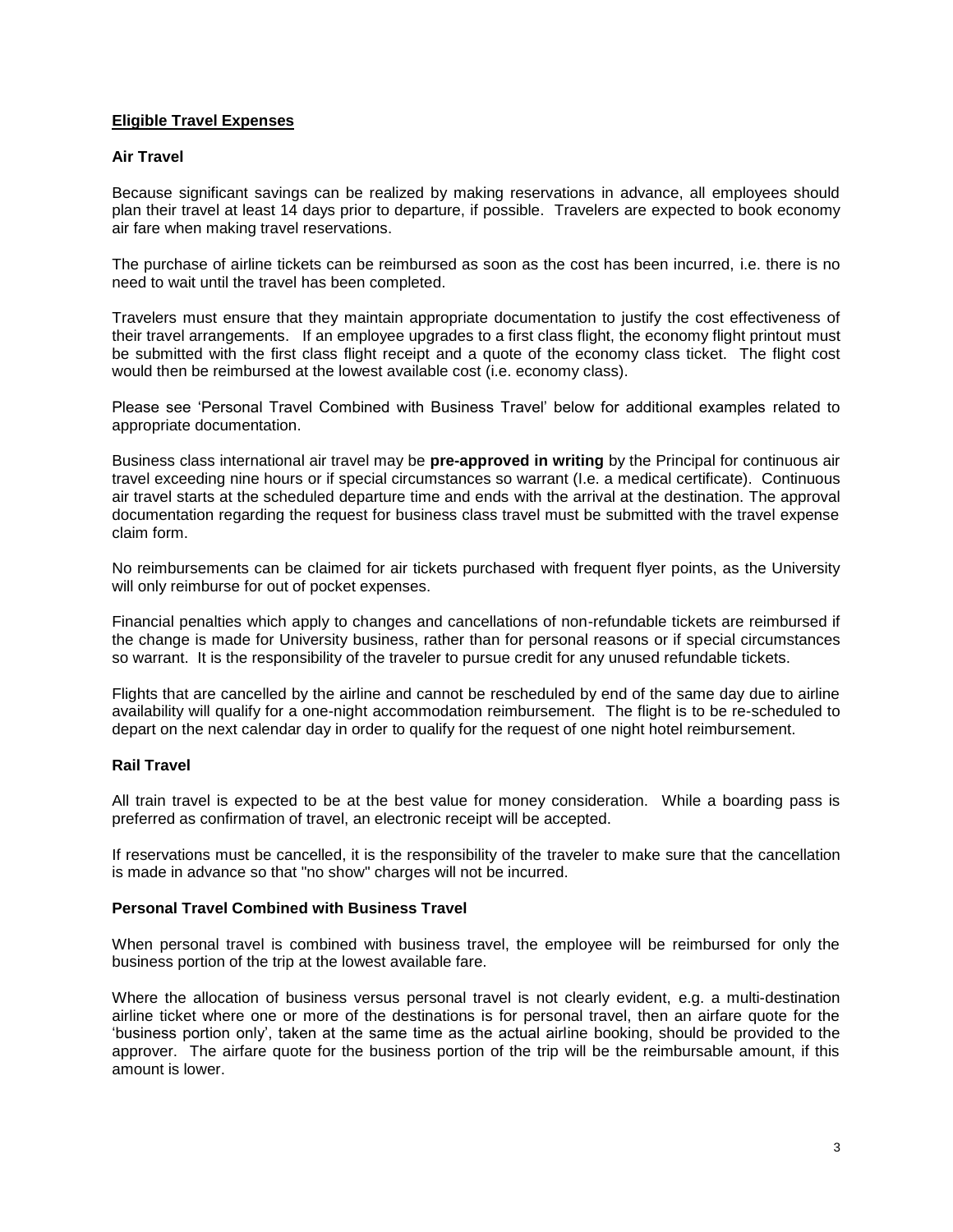## Eligible Travel Expenses

### Air Travel

Because significant savings can be realized by making reservations in advance, all employees should plan their travel at least 14 days prior to departure, if possible. Travelers are expected to book economy air fare when making travel reservations.

The purchase of airline tickets can be reimbursed as soon as the cost has been incurred, i.e. there is no need to wait until the travel has been completed.

Travelers must ensure that they maintain appropriate documentation to justify the cost effectiveness of their travel arrangements. If an employee upgrades to a first class flight, the economy flight printout must be submitted with the first class flight receipt and a quote of the economy class ticket. The flight cost would then be reimbursed at the lowest available cost (i.e. economy class).

Please see 'Personal Travel Combined with Business Travel' below for additional examples related to appropriate documentation.

Business class international air travel may be **pre-approved in writing** by the Principal for continuous air travel exceeding nine hours or if special circumstances so warrant (I.e. a medical certificate). Continuous air travel starts at the scheduled departure time and ends with the arrival at the destination. The approval documentation regarding the request for business class travel must be submitted with the travel expense claim form.

No reimbursements can be claimed for air tickets purchased with frequent flyer points, as the University will only reimburse for out of pocket expenses.

Financial penalties which apply to changes and cancellations of non-refundable tickets are reimbursed if the change is made for University business, rather than for personal reasons or if special circumstances so warrant. It is the responsibility of the traveler to pursue credit for any unused refundable tickets.

Flights that are cancelled by the airline and cannot be rescheduled by end of the same day due to airline availability will qualify for a one-night accommodation reimbursement. The flight is to be re-scheduled to depart on the next calendar day in order to qualify for the request of one night hotel reimbursement.

### Rail Travel

All train travel is expected to be at the best value for money consideration. While a boarding pass is preferred as confirmation of travel, an electronic receipt will be accepted.

If reservations must be cancelled, it is the responsibility of the traveler to make sure that the cancellation is made in advance so that "no show" charges will not be incurred.

### Personal Travel Combined with Business Travel

When personal travel is combined with business travel, the employee will be reimbursed for only the business portion of the trip at the lowest available fare.

Where the allocation of business versus personal travel is not clearly evident, e.g. a multi-destination airline ticket where one or more of the destinations is for personal travel, then an airfare quote for the 'business portion only', taken at the same time as the actual airline booking, should be provided to the approver. The airfare quote for the business portion of the trip will be the reimbursable amount, if this amount is lower.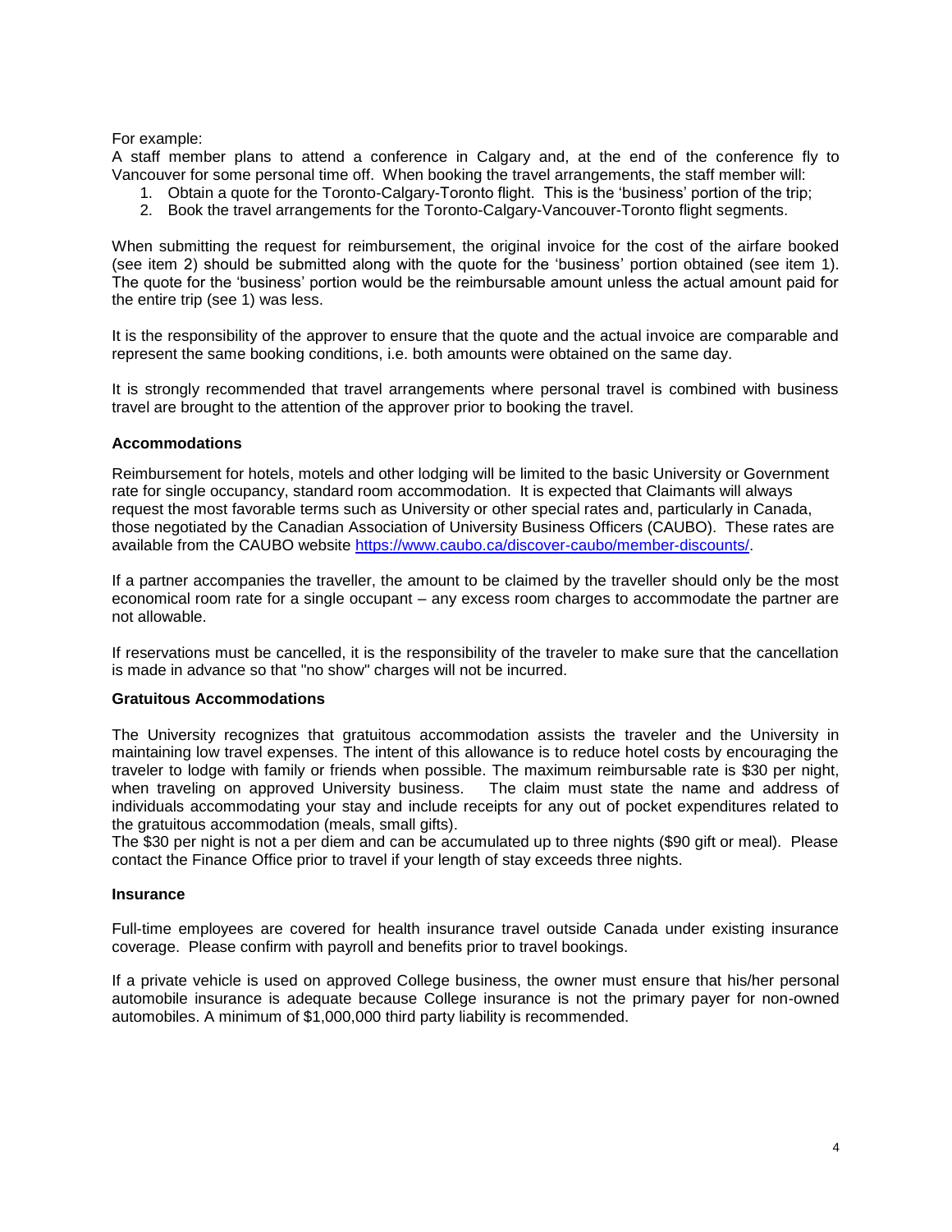For example:
A staff member plans to attend a conference in Calgary and, at the end of the conference fly to Vancouver for some personal time off. When booking the travel arrangements, the staff member will:

1. Obtain a quote for the Toronto-Calgary-Toronto flight. This is the 'business' portion of the trip;
2. Book the travel arrangements for the Toronto-Calgary-Vancouver-Toronto flight segments.

When submitting the request for reimbursement, the original invoice for the cost of the airfare booked (see item 2) should be submitted along with the quote for the 'business' portion obtained (see item 1). The quote for the 'business' portion would be the reimbursable amount unless the actual amount paid for the entire trip (see 1) was less.

It is the responsibility of the approver to ensure that the quote and the actual invoice are comparable and represent the same booking conditions, i.e. both amounts were obtained on the same day.

It is strongly recommended that travel arrangements where personal travel is combined with business travel are brought to the attention of the approver prior to booking the travel.

**Accommodations**

Reimbursement for hotels, motels and other lodging will be limited to the basic University or Government rate for single occupancy, standard room accommodation. It is expected that Claimants will always request the most favorable terms such as University or other special rates and, particularly in Canada, those negotiated by the Canadian Association of University Business Officers (CAUBO). These rates are available from the CAUBO website https://www.caubo.ca/discover-caubo/member-discounts/.

If a partner accompanies the traveller, the amount to be claimed by the traveller should only be the most economical room rate for a single occupant – any excess room charges to accommodate the partner are not allowable.

If reservations must be cancelled, it is the responsibility of the traveler to make sure that the cancellation is made in advance so that "no show" charges will not be incurred.

**Gratuitous Accommodations**

The University recognizes that gratuitous accommodation assists the traveler and the University in maintaining low travel expenses. The intent of this allowance is to reduce hotel costs by encouraging the traveler to lodge with family or friends when possible. The maximum reimbursable rate is $30 per night, when traveling on approved University business. The claim must state the name and address of individuals accommodating your stay and include receipts for any out of pocket expenditures related to the gratuitous accommodation (meals, small gifts).
The $30 per night is not a per diem and can be accumulated up to three nights ($90 gift or meal). Please contact the Finance Office prior to travel if your length of stay exceeds three nights.

**Insurance**

Full-time employees are covered for health insurance travel outside Canada under existing insurance coverage. Please confirm with payroll and benefits prior to travel bookings.

If a private vehicle is used on approved College business, the owner must ensure that his/her personal automobile insurance is adequate because College insurance is not the primary payer for non-owned automobiles. A minimum of $1,000,000 third party liability is recommended.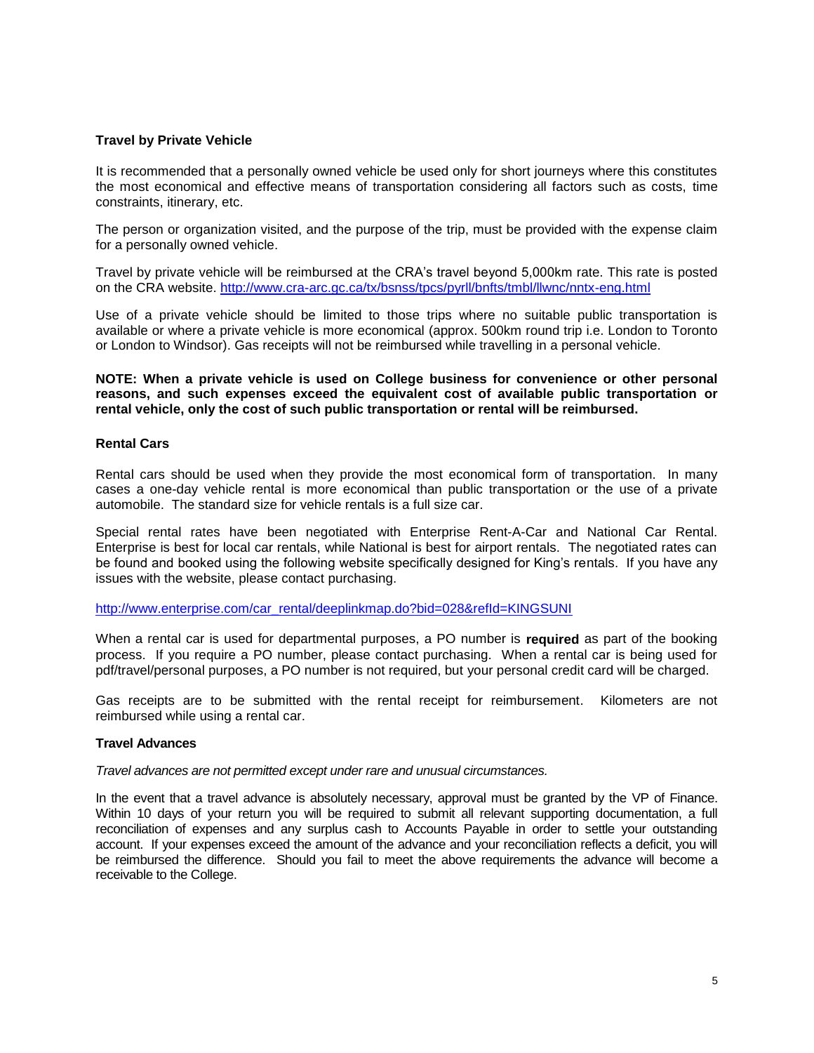### Travel by Private Vehicle

It is recommended that a personally owned vehicle be used only for short journeys where this constitutes the most economical and effective means of transportation considering all factors such as costs, time constraints, itinerary, etc.

The person or organization visited, and the purpose of the trip, must be provided with the expense claim for a personally owned vehicle.

Travel by private vehicle will be reimbursed at the CRA's travel beyond 5,000km rate. This rate is posted on the CRA website. http://www.cra-arc.gc.ca/tx/bsnss/tpcs/pyrll/bnfts/tmbl/llwnc/nntx-eng.html

Use of a private vehicle should be limited to those trips where no suitable public transportation is available or where a private vehicle is more economical (approx. 500km round trip i.e. London to Toronto or London to Windsor). Gas receipts will not be reimbursed while travelling in a personal vehicle.

**NOTE: When a private vehicle is used on College business for convenience or other personal reasons, and such expenses exceed the equivalent cost of available public transportation or rental vehicle, only the cost of such public transportation or rental will be reimbursed.**

### Rental Cars

Rental cars should be used when they provide the most economical form of transportation. In many cases a one-day vehicle rental is more economical than public transportation or the use of a private automobile. The standard size for vehicle rentals is a full size car.

Special rental rates have been negotiated with Enterprise Rent-A-Car and National Car Rental. Enterprise is best for local car rentals, while National is best for airport rentals. The negotiated rates can be found and booked using the following website specifically designed for King's rentals. If you have any issues with the website, please contact purchasing.

http://www.enterprise.com/car_rental/deeplinkmap.do?bid=028&refId=KINGSUNI

When a rental car is used for departmental purposes, a PO number is **required** as part of the booking process. If you require a PO number, please contact purchasing. When a rental car is being used for pdf/travel/personal purposes, a PO number is not required, but your personal credit card will be charged.

Gas receipts are to be submitted with the rental receipt for reimbursement. Kilometers are not reimbursed while using a rental car.

### Travel Advances

*Travel advances are not permitted except under rare and unusual circumstances.*

In the event that a travel advance is absolutely necessary, approval must be granted by the VP of Finance. Within 10 days of your return you will be required to submit all relevant supporting documentation, a full reconciliation of expenses and any surplus cash to Accounts Payable in order to settle your outstanding account. If your expenses exceed the amount of the advance and your reconciliation reflects a deficit, you will be reimbursed the difference. Should you fail to meet the above requirements the advance will become a receivable to the College.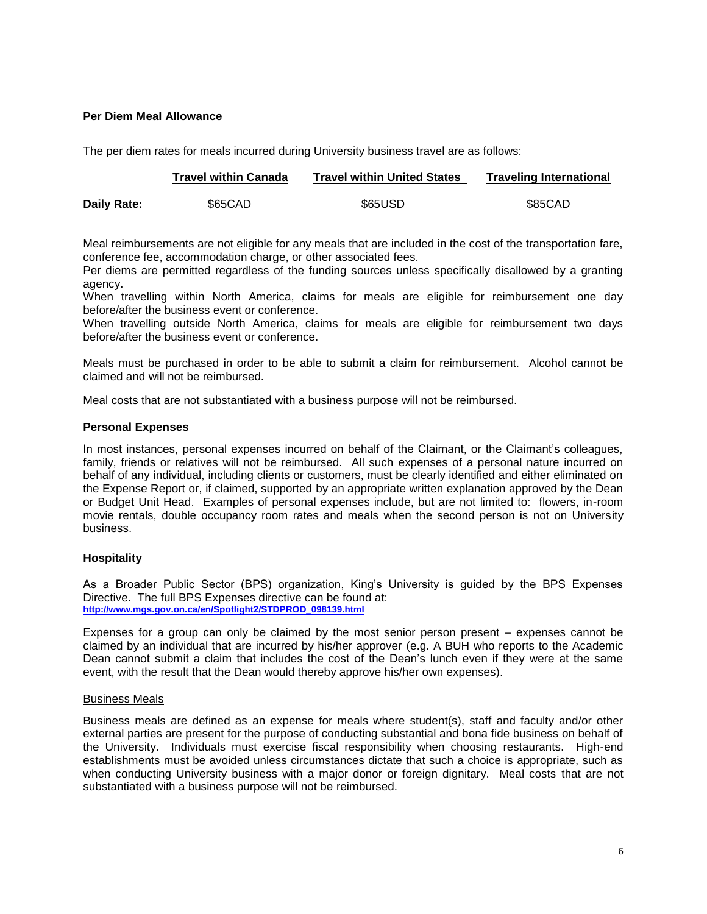**Per Diem Meal Allowance**

The per diem rates for meals incurred during University business travel are as follows:

| | Travel within Canada | Travel within United States | Traveling International |
|---|---|---|---|
| **Daily Rate:** | $65CAD | $65USD | $85CAD |

Meal reimbursements are not eligible for any meals that are included in the cost of the transportation fare, conference fee, accommodation charge, or other associated fees.
Per diems are permitted regardless of the funding sources unless specifically disallowed by a granting agency.
When travelling within North America, claims for meals are eligible for reimbursement one day before/after the business event or conference.
When travelling outside North America, claims for meals are eligible for reimbursement two days before/after the business event or conference.

Meals must be purchased in order to be able to submit a claim for reimbursement. Alcohol cannot be claimed and will not be reimbursed.

Meal costs that are not substantiated with a business purpose will not be reimbursed.

**Personal Expenses**

In most instances, personal expenses incurred on behalf of the Claimant, or the Claimant's colleagues, family, friends or relatives will not be reimbursed. All such expenses of a personal nature incurred on behalf of any individual, including clients or customers, must be clearly identified and either eliminated on the Expense Report or, if claimed, supported by an appropriate written explanation approved by the Dean or Budget Unit Head. Examples of personal expenses include, but are not limited to: flowers, in-room movie rentals, double occupancy room rates and meals when the second person is not on University business.

**Hospitality**

As a Broader Public Sector (BPS) organization, King's University is guided by the BPS Expenses Directive. The full BPS Expenses directive can be found at:
http://www.mgs.gov.on.ca/en/Spotlight2/STDPROD_098139.html

Expenses for a group can only be claimed by the most senior person present – expenses cannot be claimed by an individual that are incurred by his/her approver (e.g. A BUH who reports to the Academic Dean cannot submit a claim that includes the cost of the Dean's lunch even if they were at the same event, with the result that the Dean would thereby approve his/her own expenses).

Business Meals

Business meals are defined as an expense for meals where student(s), staff and faculty and/or other external parties are present for the purpose of conducting substantial and bona fide business on behalf of the University. Individuals must exercise fiscal responsibility when choosing restaurants. High-end establishments must be avoided unless circumstances dictate that such a choice is appropriate, such as when conducting University business with a major donor or foreign dignitary. Meal costs that are not substantiated with a business purpose will not be reimbursed.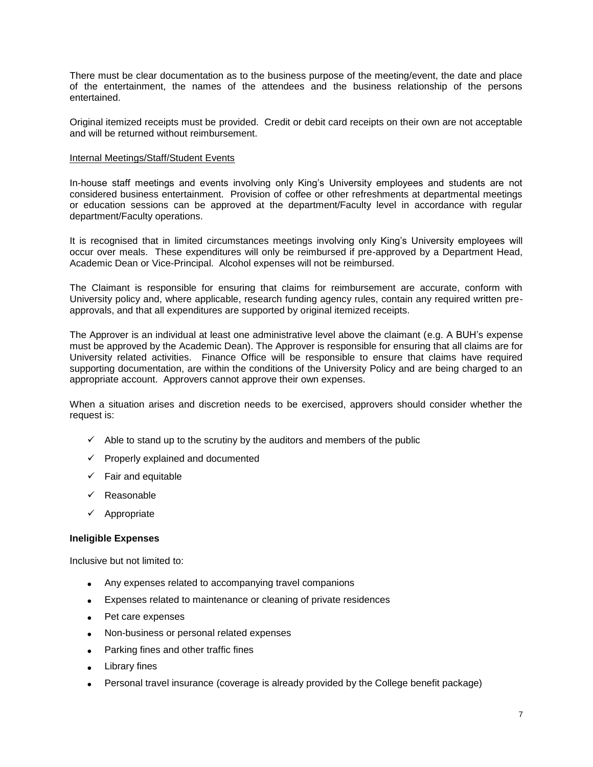There must be clear documentation as to the business purpose of the meeting/event, the date and place of the entertainment, the names of the attendees and the business relationship of the persons entertained.

Original itemized receipts must be provided. Credit or debit card receipts on their own are not acceptable and will be returned without reimbursement.

<u>Internal Meetings/Staff/Student Events</u>

In-house staff meetings and events involving only King's University employees and students are not considered business entertainment. Provision of coffee or other refreshments at departmental meetings or education sessions can be approved at the department/Faculty level in accordance with regular department/Faculty operations.

It is recognised that in limited circumstances meetings involving only King's University employees will occur over meals. These expenditures will only be reimbursed if pre-approved by a Department Head, Academic Dean or Vice-Principal. Alcohol expenses will not be reimbursed.

The Claimant is responsible for ensuring that claims for reimbursement are accurate, conform with University policy and, where applicable, research funding agency rules, contain any required written pre-approvals, and that all expenditures are supported by original itemized receipts.

The Approver is an individual at least one administrative level above the claimant (e.g. A BUH's expense must be approved by the Academic Dean). The Approver is responsible for ensuring that all claims are for University related activities. Finance Office will be responsible to ensure that claims have required supporting documentation, are within the conditions of the University Policy and are being charged to an appropriate account. Approvers cannot approve their own expenses.

When a situation arises and discretion needs to be exercised, approvers should consider whether the request is:

- ✓ Able to stand up to the scrutiny by the auditors and members of the public
- ✓ Properly explained and documented
- ✓ Fair and equitable
- ✓ Reasonable
- ✓ Appropriate

**Ineligible Expenses**

Inclusive but not limited to:

- Any expenses related to accompanying travel companions
- Expenses related to maintenance or cleaning of private residences
- Pet care expenses
- Non-business or personal related expenses
- Parking fines and other traffic fines
- Library fines
- Personal travel insurance (coverage is already provided by the College benefit package)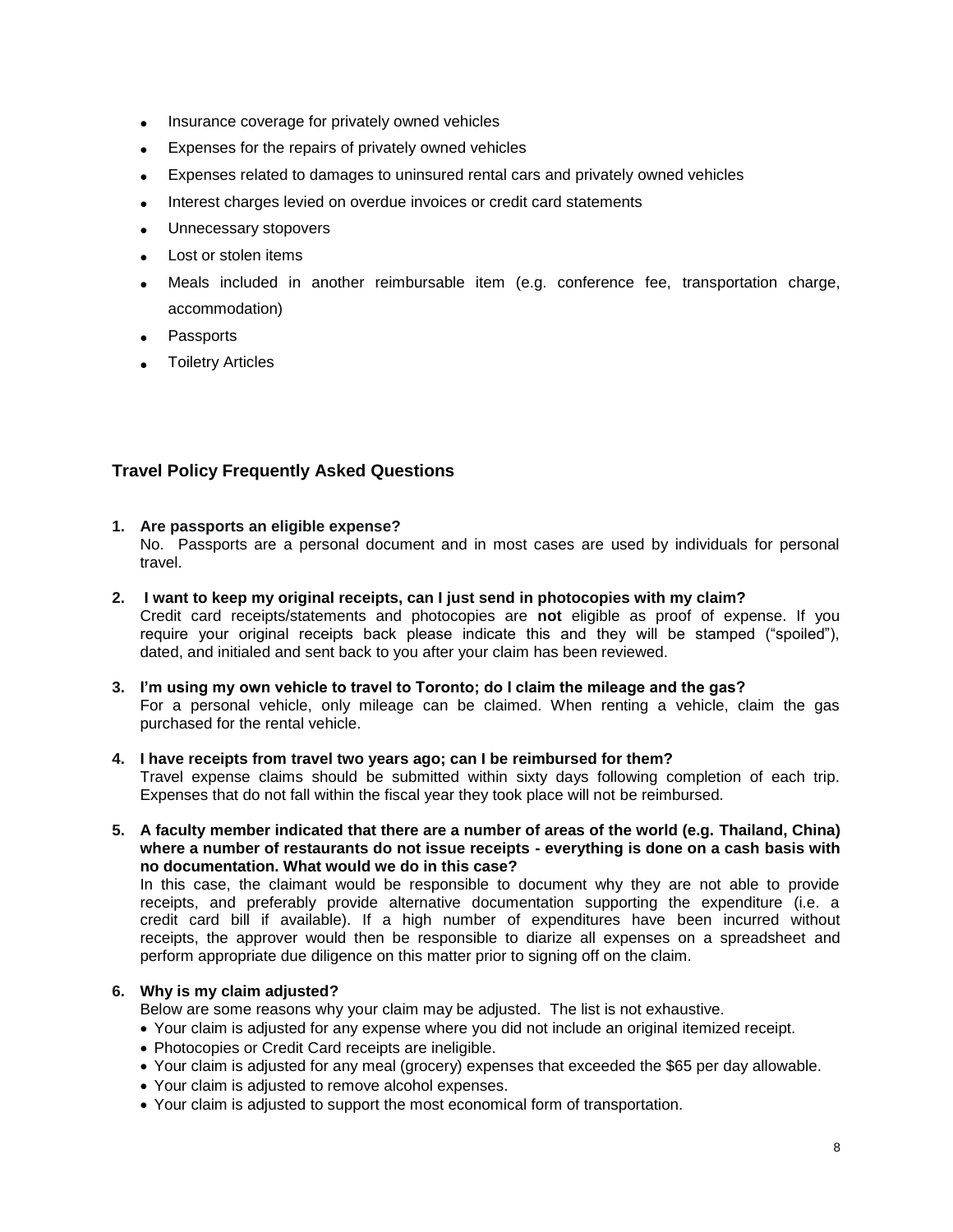- Insurance coverage for privately owned vehicles
- Expenses for the repairs of privately owned vehicles
- Expenses related to damages to uninsured rental cars and privately owned vehicles
- Interest charges levied on overdue invoices or credit card statements
- Unnecessary stopovers
- Lost or stolen items
- Meals included in another reimbursable item (e.g. conference fee, transportation charge, accommodation)
- Passports
- Toiletry Articles

## Travel Policy Frequently Asked Questions

**1. Are passports an eligible expense?**
No. Passports are a personal document and in most cases are used by individuals for personal travel.

**2. I want to keep my original receipts, can I just send in photocopies with my claim?**
Credit card receipts/statements and photocopies are **not** eligible as proof of expense. If you require your original receipts back please indicate this and they will be stamped ("spoiled"), dated, and initialed and sent back to you after your claim has been reviewed.

**3. I'm using my own vehicle to travel to Toronto; do I claim the mileage and the gas?**
For a personal vehicle, only mileage can be claimed. When renting a vehicle, claim the gas purchased for the rental vehicle.

**4. I have receipts from travel two years ago; can I be reimbursed for them?**
Travel expense claims should be submitted within sixty days following completion of each trip. Expenses that do not fall within the fiscal year they took place will not be reimbursed.

**5. A faculty member indicated that there are a number of areas of the world (e.g. Thailand, China) where a number of restaurants do not issue receipts - everything is done on a cash basis with no documentation. What would we do in this case?**
In this case, the claimant would be responsible to document why they are not able to provide receipts, and preferably provide alternative documentation supporting the expenditure (i.e. a credit card bill if available). If a high number of expenditures have been incurred without receipts, the approver would then be responsible to diarize all expenses on a spreadsheet and perform appropriate due diligence on this matter prior to signing off on the claim.

**6. Why is my claim adjusted?**
Below are some reasons why your claim may be adjusted. The list is not exhaustive.

- Your claim is adjusted for any expense where you did not include an original itemized receipt.
- Photocopies or Credit Card receipts are ineligible.
- Your claim is adjusted for any meal (grocery) expenses that exceeded the $65 per day allowable.
- Your claim is adjusted to remove alcohol expenses.
- Your claim is adjusted to support the most economical form of transportation.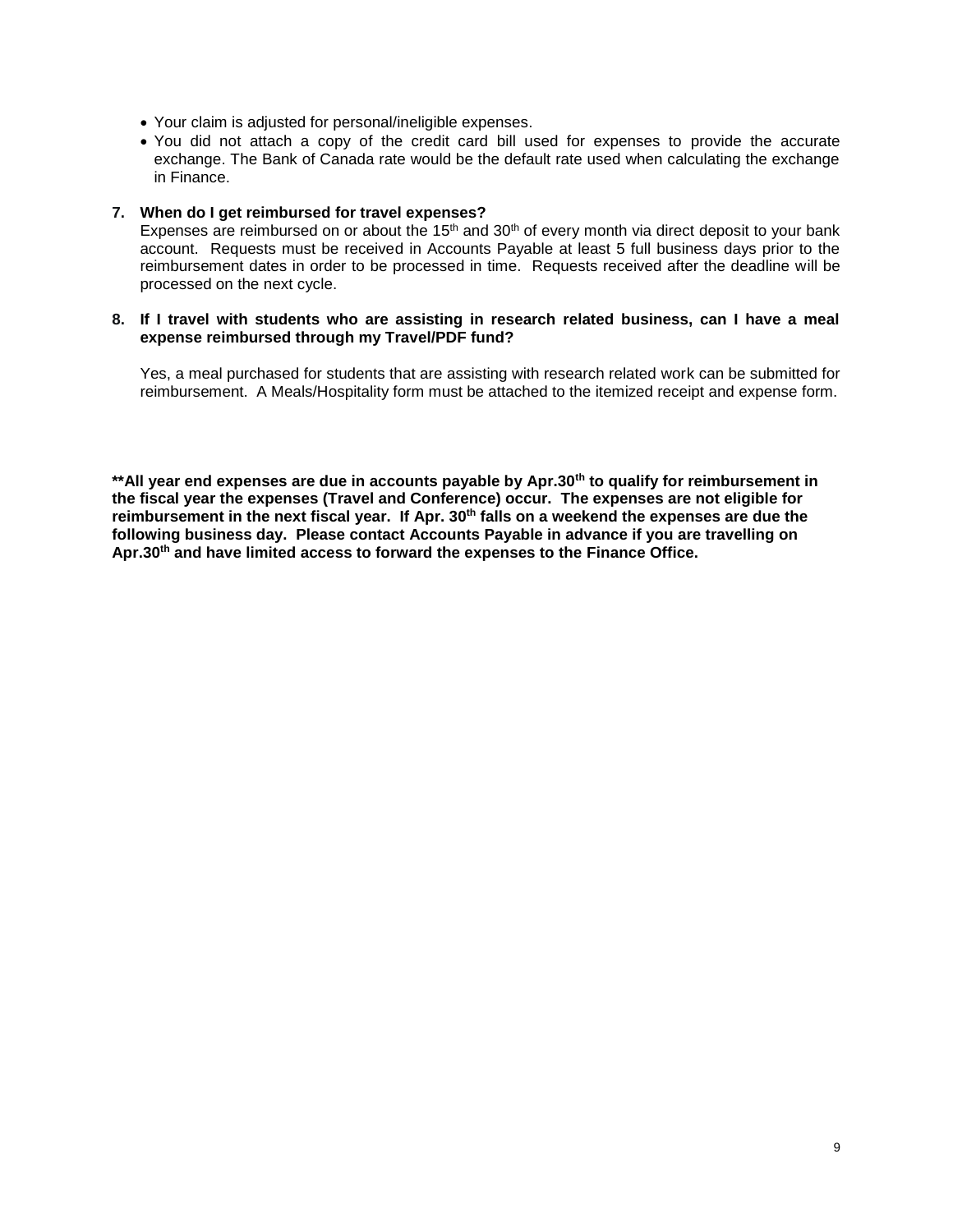- Your claim is adjusted for personal/ineligible expenses.
- You did not attach a copy of the credit card bill used for expenses to provide the accurate exchange. The Bank of Canada rate would be the default rate used when calculating the exchange in Finance.

**7. When do I get reimbursed for travel expenses?**

Expenses are reimbursed on or about the 15th and 30th of every month via direct deposit to your bank account. Requests must be received in Accounts Payable at least 5 full business days prior to the reimbursement dates in order to be processed in time. Requests received after the deadline will be processed on the next cycle.

**8. If I travel with students who are assisting in research related business, can I have a meal expense reimbursed through my Travel/PDF fund?**

Yes, a meal purchased for students that are assisting with research related work can be submitted for reimbursement. A Meals/Hospitality form must be attached to the itemized receipt and expense form.

****All year end expenses are due in accounts payable by Apr.30th to qualify for reimbursement in the fiscal year the expenses (Travel and Conference) occur. The expenses are not eligible for reimbursement in the next fiscal year. If Apr. 30th falls on a weekend the expenses are due the following business day. Please contact Accounts Payable in advance if you are travelling on Apr.30th and have limited access to forward the expenses to the Finance Office.**